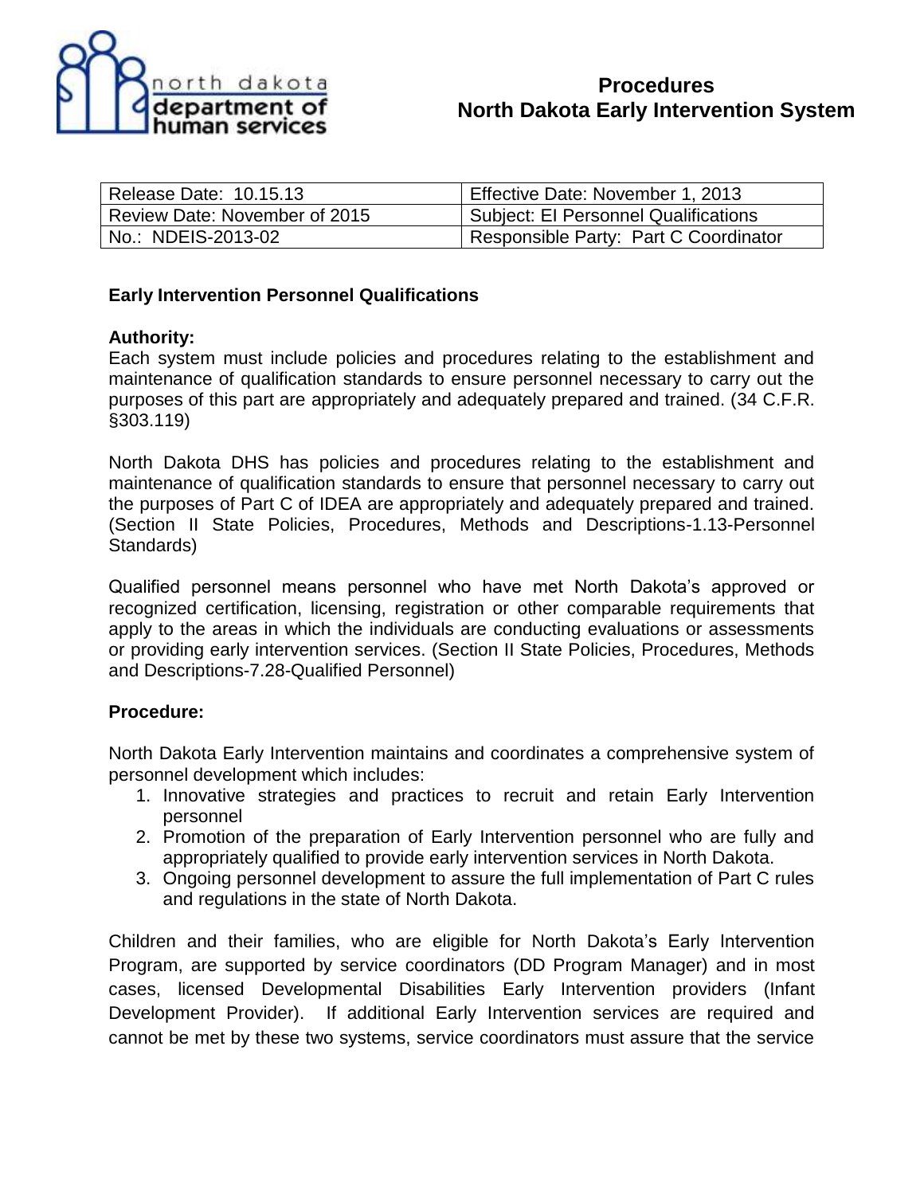# Procedures
# North Dakota Early Intervention System

| Release Date: 10.15.13 | Effective Date: November 1, 2013 |
|---|---|
| Review Date: November of 2015 | Subject: EI Personnel Qualifications |
| No.: NDEIS-2013-02 | Responsible Party: Part C Coordinator |

## Early Intervention Personnel Qualifications

### Authority:

Each system must include policies and procedures relating to the establishment and maintenance of qualification standards to ensure personnel necessary to carry out the purposes of this part are appropriately and adequately prepared and trained. (34 C.F.R. §303.119)

North Dakota DHS has policies and procedures relating to the establishment and maintenance of qualification standards to ensure that personnel necessary to carry out the purposes of Part C of IDEA are appropriately and adequately prepared and trained. (Section II State Policies, Procedures, Methods and Descriptions-1.13-Personnel Standards)

Qualified personnel means personnel who have met North Dakota's approved or recognized certification, licensing, registration or other comparable requirements that apply to the areas in which the individuals are conducting evaluations or assessments or providing early intervention services. (Section II State Policies, Procedures, Methods and Descriptions-7.28-Qualified Personnel)

### Procedure:

North Dakota Early Intervention maintains and coordinates a comprehensive system of personnel development which includes:

1. Innovative strategies and practices to recruit and retain Early Intervention personnel
2. Promotion of the preparation of Early Intervention personnel who are fully and appropriately qualified to provide early intervention services in North Dakota.
3. Ongoing personnel development to assure the full implementation of Part C rules and regulations in the state of North Dakota.

Children and their families, who are eligible for North Dakota's Early Intervention Program, are supported by service coordinators (DD Program Manager) and in most cases, licensed Developmental Disabilities Early Intervention providers (Infant Development Provider). If additional Early Intervention services are required and cannot be met by these two systems, service coordinators must assure that the service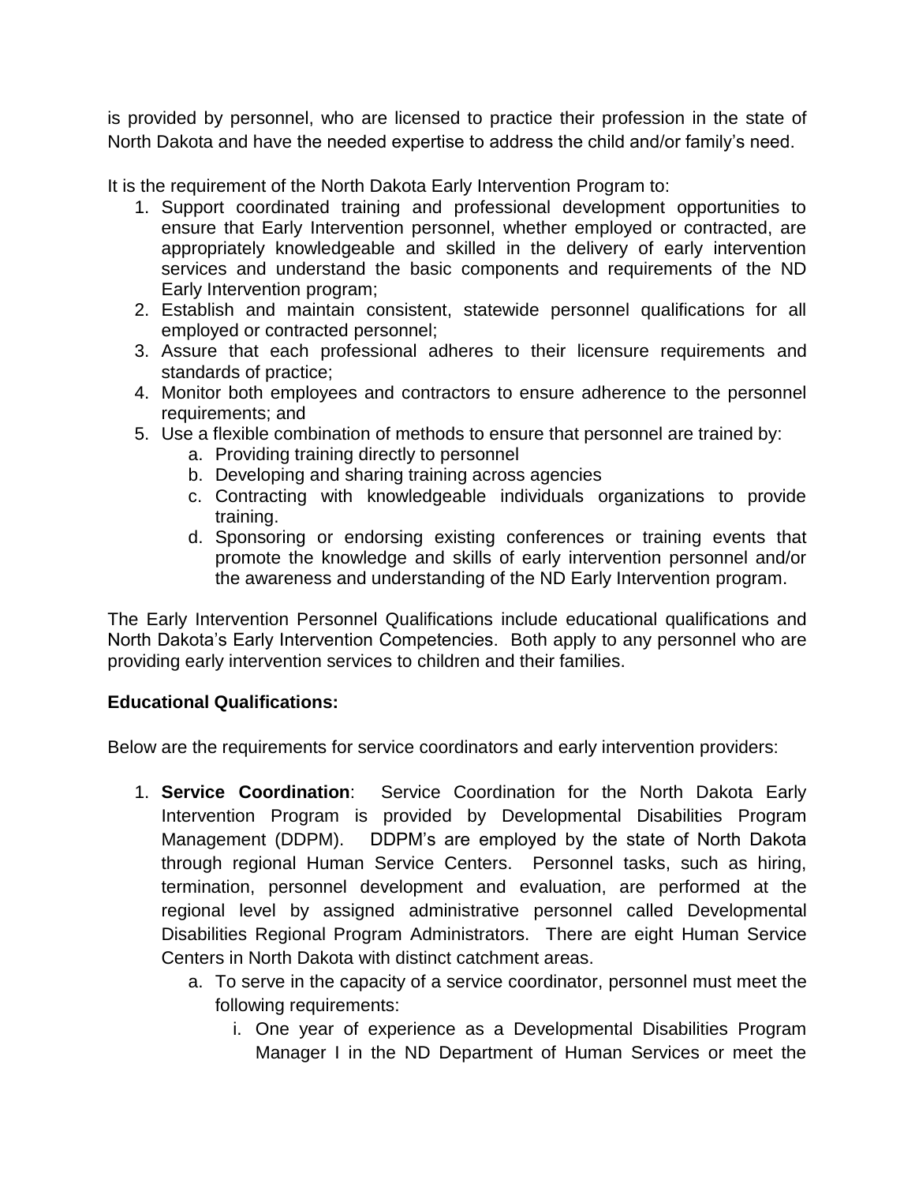is provided by personnel, who are licensed to practice their profession in the state of North Dakota and have the needed expertise to address the child and/or family's need.

It is the requirement of the North Dakota Early Intervention Program to:

1. Support coordinated training and professional development opportunities to ensure that Early Intervention personnel, whether employed or contracted, are appropriately knowledgeable and skilled in the delivery of early intervention services and understand the basic components and requirements of the ND Early Intervention program;
2. Establish and maintain consistent, statewide personnel qualifications for all employed or contracted personnel;
3. Assure that each professional adheres to their licensure requirements and standards of practice;
4. Monitor both employees and contractors to ensure adherence to the personnel requirements; and
5. Use a flexible combination of methods to ensure that personnel are trained by:
   a. Providing training directly to personnel
   b. Developing and sharing training across agencies
   c. Contracting with knowledgeable individuals organizations to provide training.
   d. Sponsoring or endorsing existing conferences or training events that promote the knowledge and skills of early intervention personnel and/or the awareness and understanding of the ND Early Intervention program.

The Early Intervention Personnel Qualifications include educational qualifications and North Dakota's Early Intervention Competencies. Both apply to any personnel who are providing early intervention services to children and their families.

**Educational Qualifications:**

Below are the requirements for service coordinators and early intervention providers:

1. **Service Coordination**: Service Coordination for the North Dakota Early Intervention Program is provided by Developmental Disabilities Program Management (DDPM). DDPM's are employed by the state of North Dakota through regional Human Service Centers. Personnel tasks, such as hiring, termination, personnel development and evaluation, are performed at the regional level by assigned administrative personnel called Developmental Disabilities Regional Program Administrators. There are eight Human Service Centers in North Dakota with distinct catchment areas.
   a. To serve in the capacity of a service coordinator, personnel must meet the following requirements:
      i. One year of experience as a Developmental Disabilities Program Manager I in the ND Department of Human Services or meet the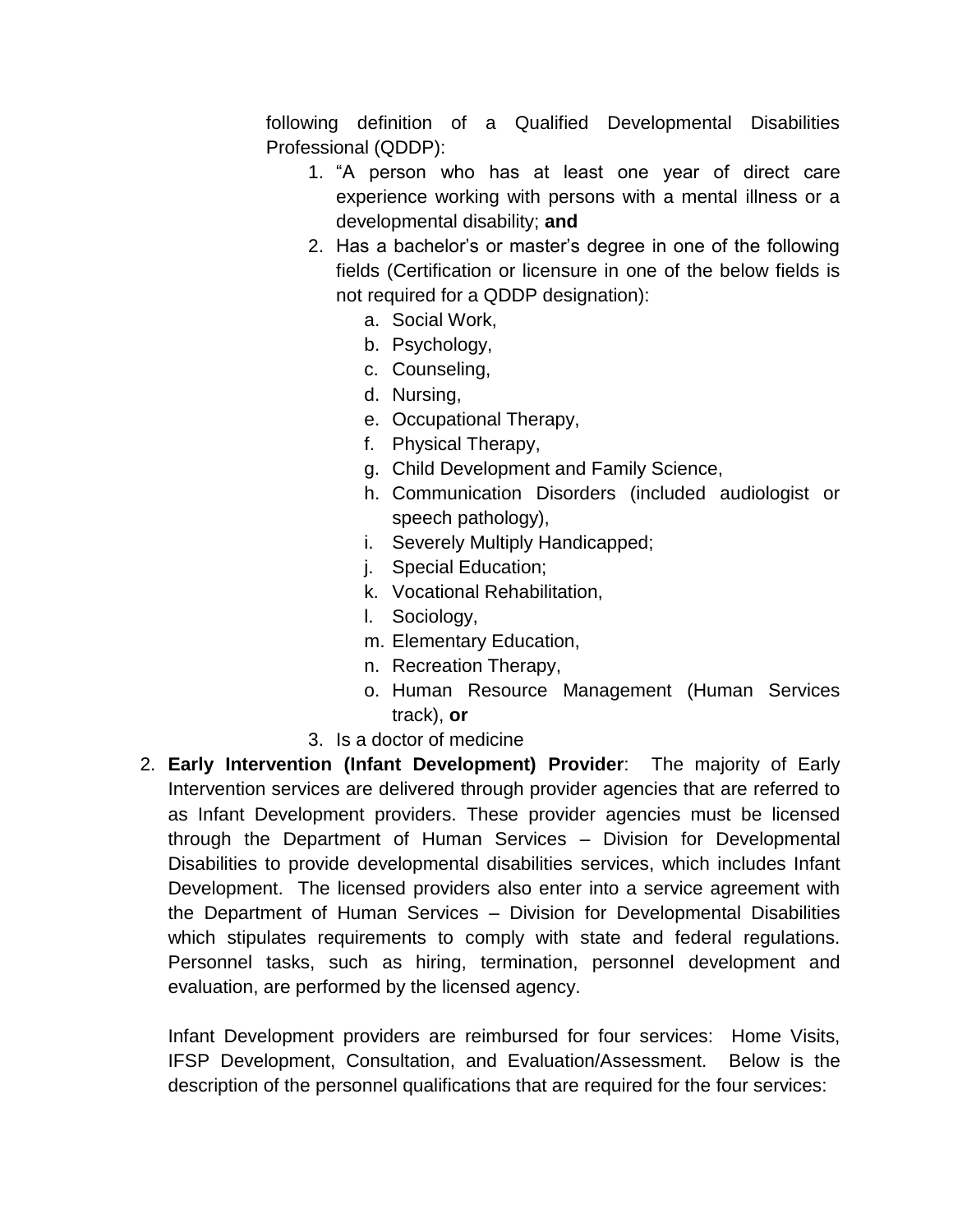following definition of a Qualified Developmental Disabilities Professional (QDDP):

1. "A person who has at least one year of direct care experience working with persons with a mental illness or a developmental disability; **and**
2. Has a bachelor's or master's degree in one of the following fields (Certification or licensure in one of the below fields is not required for a QDDP designation):
   a. Social Work,
   b. Psychology,
   c. Counseling,
   d. Nursing,
   e. Occupational Therapy,
   f. Physical Therapy,
   g. Child Development and Family Science,
   h. Communication Disorders (included audiologist or speech pathology),
   i. Severely Multiply Handicapped;
   j. Special Education;
   k. Vocational Rehabilitation,
   l. Sociology,
   m. Elementary Education,
   n. Recreation Therapy,
   o. Human Resource Management (Human Services track), **or**
3. Is a doctor of medicine

2. **Early Intervention (Infant Development) Provider**: The majority of Early Intervention services are delivered through provider agencies that are referred to as Infant Development providers. These provider agencies must be licensed through the Department of Human Services – Division for Developmental Disabilities to provide developmental disabilities services, which includes Infant Development. The licensed providers also enter into a service agreement with the Department of Human Services – Division for Developmental Disabilities which stipulates requirements to comply with state and federal regulations. Personnel tasks, such as hiring, termination, personnel development and evaluation, are performed by the licensed agency.

   Infant Development providers are reimbursed for four services: Home Visits, IFSP Development, Consultation, and Evaluation/Assessment. Below is the description of the personnel qualifications that are required for the four services: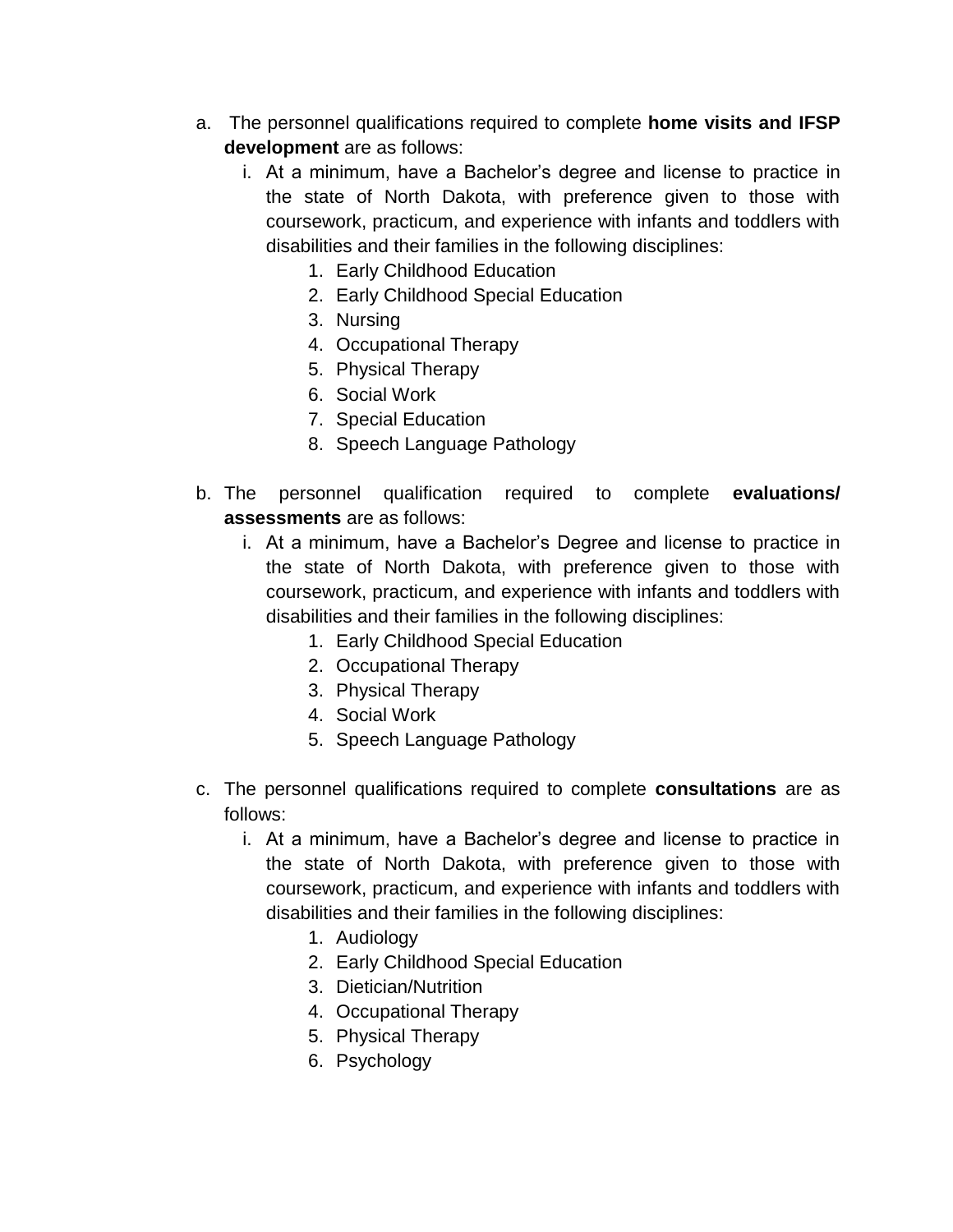a. The personnel qualifications required to complete **home visits and IFSP development** are as follows:
   i. At a minimum, have a Bachelor's degree and license to practice in the state of North Dakota, with preference given to those with coursework, practicum, and experience with infants and toddlers with disabilities and their families in the following disciplines:
      1. Early Childhood Education
      2. Early Childhood Special Education
      3. Nursing
      4. Occupational Therapy
      5. Physical Therapy
      6. Social Work
      7. Special Education
      8. Speech Language Pathology

b. The personnel qualification required to complete **evaluations/ assessments** are as follows:
   i. At a minimum, have a Bachelor's Degree and license to practice in the state of North Dakota, with preference given to those with coursework, practicum, and experience with infants and toddlers with disabilities and their families in the following disciplines:
      1. Early Childhood Special Education
      2. Occupational Therapy
      3. Physical Therapy
      4. Social Work
      5. Speech Language Pathology

c. The personnel qualifications required to complete **consultations** are as follows:
   i. At a minimum, have a Bachelor's degree and license to practice in the state of North Dakota, with preference given to those with coursework, practicum, and experience with infants and toddlers with disabilities and their families in the following disciplines:
      1. Audiology
      2. Early Childhood Special Education
      3. Dietician/Nutrition
      4. Occupational Therapy
      5. Physical Therapy
      6. Psychology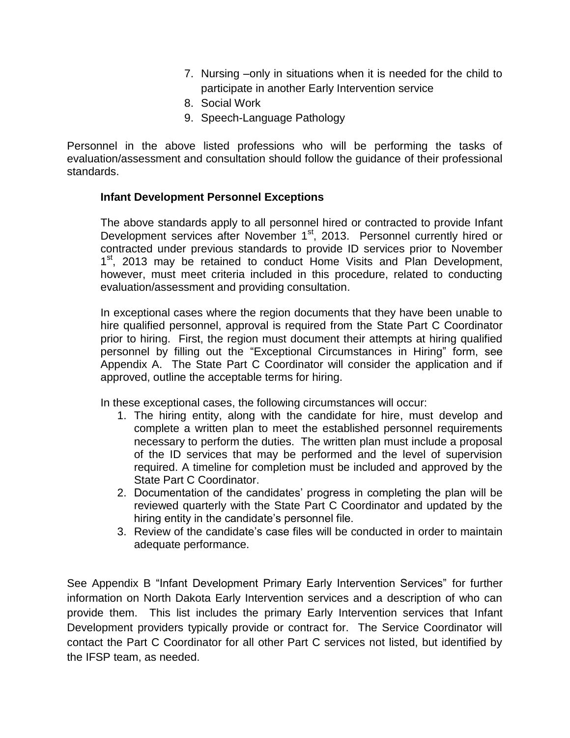7. Nursing –only in situations when it is needed for the child to participate in another Early Intervention service
8. Social Work
9. Speech-Language Pathology

Personnel in the above listed professions who will be performing the tasks of evaluation/assessment and consultation should follow the guidance of their professional standards.

**Infant Development Personnel Exceptions**

The above standards apply to all personnel hired or contracted to provide Infant Development services after November 1st, 2013. Personnel currently hired or contracted under previous standards to provide ID services prior to November 1st, 2013 may be retained to conduct Home Visits and Plan Development, however, must meet criteria included in this procedure, related to conducting evaluation/assessment and providing consultation.

In exceptional cases where the region documents that they have been unable to hire qualified personnel, approval is required from the State Part C Coordinator prior to hiring. First, the region must document their attempts at hiring qualified personnel by filling out the "Exceptional Circumstances in Hiring" form, see Appendix A. The State Part C Coordinator will consider the application and if approved, outline the acceptable terms for hiring.

In these exceptional cases, the following circumstances will occur:

1. The hiring entity, along with the candidate for hire, must develop and complete a written plan to meet the established personnel requirements necessary to perform the duties. The written plan must include a proposal of the ID services that may be performed and the level of supervision required. A timeline for completion must be included and approved by the State Part C Coordinator.
2. Documentation of the candidates' progress in completing the plan will be reviewed quarterly with the State Part C Coordinator and updated by the hiring entity in the candidate's personnel file.
3. Review of the candidate's case files will be conducted in order to maintain adequate performance.

See Appendix B "Infant Development Primary Early Intervention Services" for further information on North Dakota Early Intervention services and a description of who can provide them. This list includes the primary Early Intervention services that Infant Development providers typically provide or contract for. The Service Coordinator will contact the Part C Coordinator for all other Part C services not listed, but identified by the IFSP team, as needed.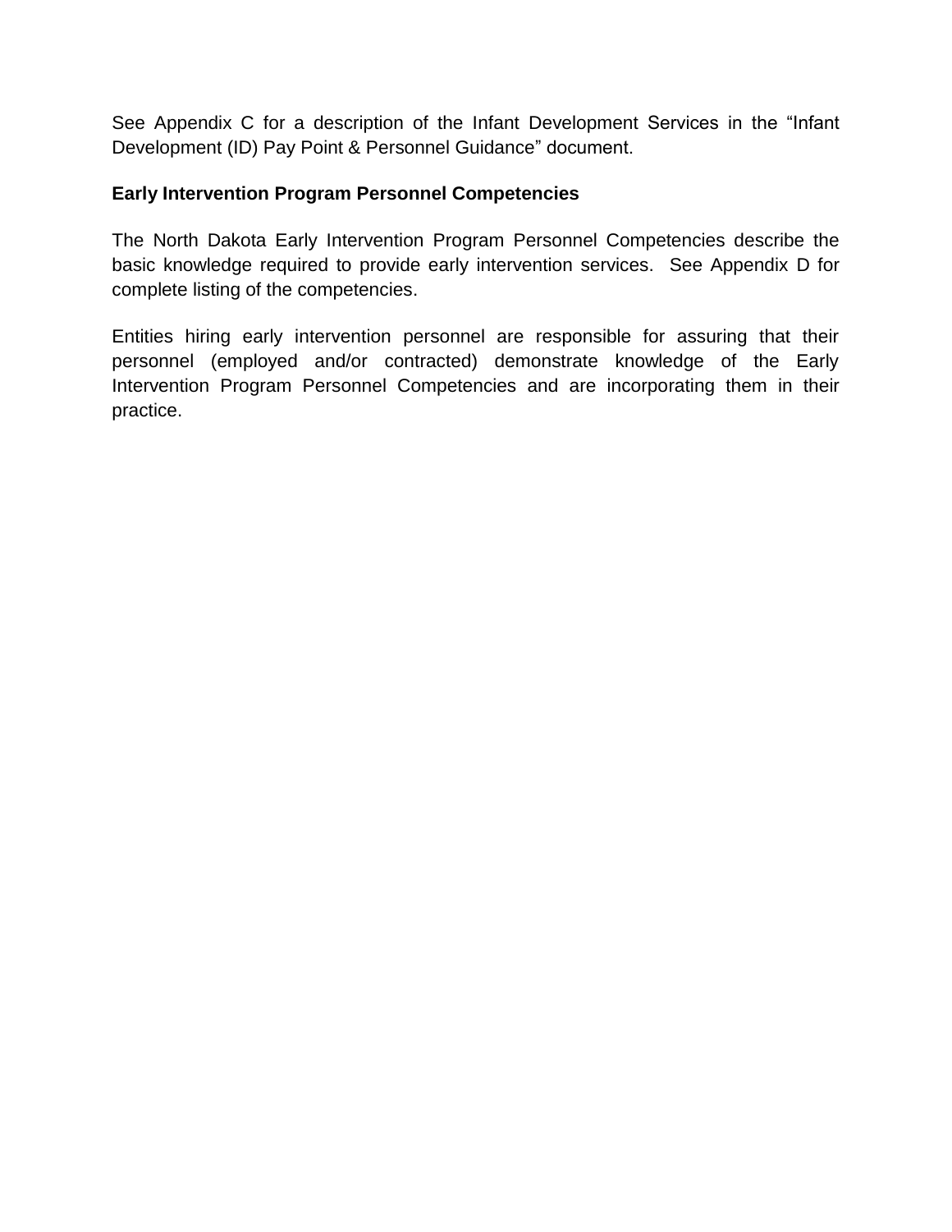See Appendix C for a description of the Infant Development Services in the "Infant Development (ID) Pay Point & Personnel Guidance" document.

**Early Intervention Program Personnel Competencies**

The North Dakota Early Intervention Program Personnel Competencies describe the basic knowledge required to provide early intervention services. See Appendix D for complete listing of the competencies.

Entities hiring early intervention personnel are responsible for assuring that their personnel (employed and/or contracted) demonstrate knowledge of the Early Intervention Program Personnel Competencies and are incorporating them in their practice.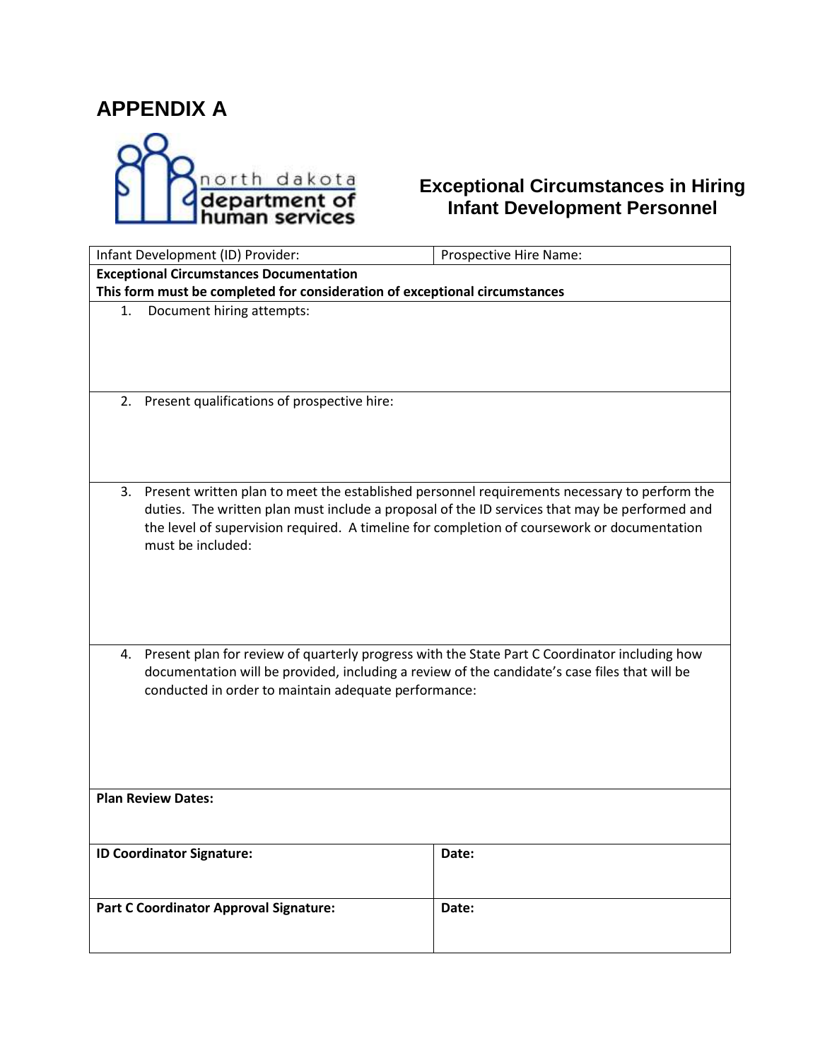# APPENDIX A

north dakota department of human services

## Exceptional Circumstances in Hiring Infant Development Personnel

| Infant Development (ID) Provider: | Prospective Hire Name: |
|---|---|
| **Exceptional Circumstances Documentation**<br>**This form must be completed for consideration of exceptional circumstances** | |
| 1. Document hiring attempts: | |
| 2. Present qualifications of prospective hire: | |
| 3. Present written plan to meet the established personnel requirements necessary to perform the duties. The written plan must include a proposal of the ID services that may be performed and the level of supervision required. A timeline for completion of coursework or documentation must be included: | |
| 4. Present plan for review of quarterly progress with the State Part C Coordinator including how documentation will be provided, including a review of the candidate's case files that will be conducted in order to maintain adequate performance: | |
| **Plan Review Dates:** | |
| **ID Coordinator Signature:** | **Date:** |
| **Part C Coordinator Approval Signature:** | **Date:** |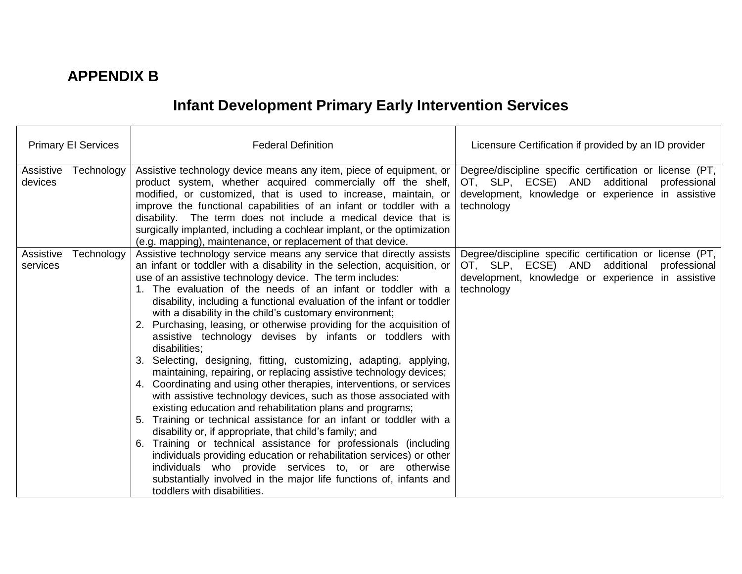## APPENDIX B

# Infant Development Primary Early Intervention Services

| Primary EI Services | Federal Definition | Licensure Certification if provided by an ID provider |
|---|---|---|
| Assistive Technology devices | Assistive technology device means any item, piece of equipment, or product system, whether acquired commercially off the shelf, modified, or customized, that is used to increase, maintain, or improve the functional capabilities of an infant or toddler with a disability. The term does not include a medical device that is surgically implanted, including a cochlear implant, or the optimization (e.g. mapping), maintenance, or replacement of that device. | Degree/discipline specific certification or license (PT, OT, SLP, ECSE) AND additional professional development, knowledge or experience in assistive technology |
| Assistive Technology services | Assistive technology service means any service that directly assists an infant or toddler with a disability in the selection, acquisition, or use of an assistive technology device. The term includes:<br>1. The evaluation of the needs of an infant or toddler with a disability, including a functional evaluation of the infant or toddler with a disability in the child's customary environment;<br>2. Purchasing, leasing, or otherwise providing for the acquisition of assistive technology devises by infants or toddlers with disabilities;<br>3. Selecting, designing, fitting, customizing, adapting, applying, maintaining, repairing, or replacing assistive technology devices;<br>4. Coordinating and using other therapies, interventions, or services with assistive technology devices, such as those associated with existing education and rehabilitation plans and programs;<br>5. Training or technical assistance for an infant or toddler with a disability or, if appropriate, that child's family; and<br>6. Training or technical assistance for professionals (including individuals providing education or rehabilitation services) or other individuals who provide services to, or are otherwise substantially involved in the major life functions of, infants and toddlers with disabilities. | Degree/discipline specific certification or license (PT, OT, SLP, ECSE) AND additional professional development, knowledge or experience in assistive technology |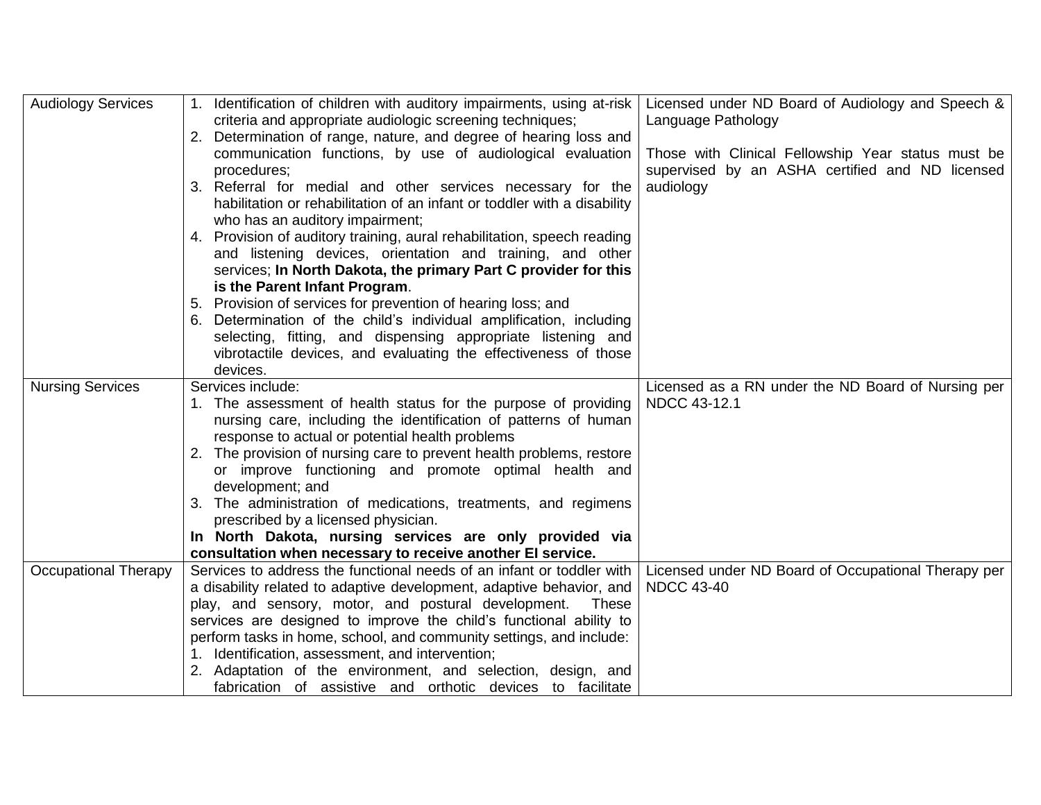| | | |
|---|---|---|
| Audiology Services | 1. Identification of children with auditory impairments, using at-risk criteria and appropriate audiologic screening techniques;<br>2. Determination of range, nature, and degree of hearing loss and communication functions, by use of audiological evaluation procedures;<br>3. Referral for medial and other services necessary for the habilitation or rehabilitation of an infant or toddler with a disability who has an auditory impairment;<br>4. Provision of auditory training, aural rehabilitation, speech reading and listening devices, orientation and training, and other services; **In North Dakota, the primary Part C provider for this is the Parent Infant Program**.<br>5. Provision of services for prevention of hearing loss; and<br>6. Determination of the child's individual amplification, including selecting, fitting, and dispensing appropriate listening and vibrotactile devices, and evaluating the effectiveness of those devices. | Licensed under ND Board of Audiology and Speech & Language Pathology<br><br>Those with Clinical Fellowship Year status must be supervised by an ASHA certified and ND licensed audiology |
| Nursing Services | Services include:<br>1. The assessment of health status for the purpose of providing nursing care, including the identification of patterns of human response to actual or potential health problems<br>2. The provision of nursing care to prevent health problems, restore or improve functioning and promote optimal health and development; and<br>3. The administration of medications, treatments, and regimens prescribed by a licensed physician.<br>**In North Dakota, nursing services are only provided via consultation when necessary to receive another EI service.** | Licensed as a RN under the ND Board of Nursing per NDCC 43-12.1 |
| Occupational Therapy | Services to address the functional needs of an infant or toddler with a disability related to adaptive development, adaptive behavior, and play, and sensory, motor, and postural development. These services are designed to improve the child's functional ability to perform tasks in home, school, and community settings, and include:<br>1. Identification, assessment, and intervention;<br>2. Adaptation of the environment, and selection, design, and fabrication of assistive and orthotic devices to facilitate | Licensed under ND Board of Occupational Therapy per NDCC 43-40 |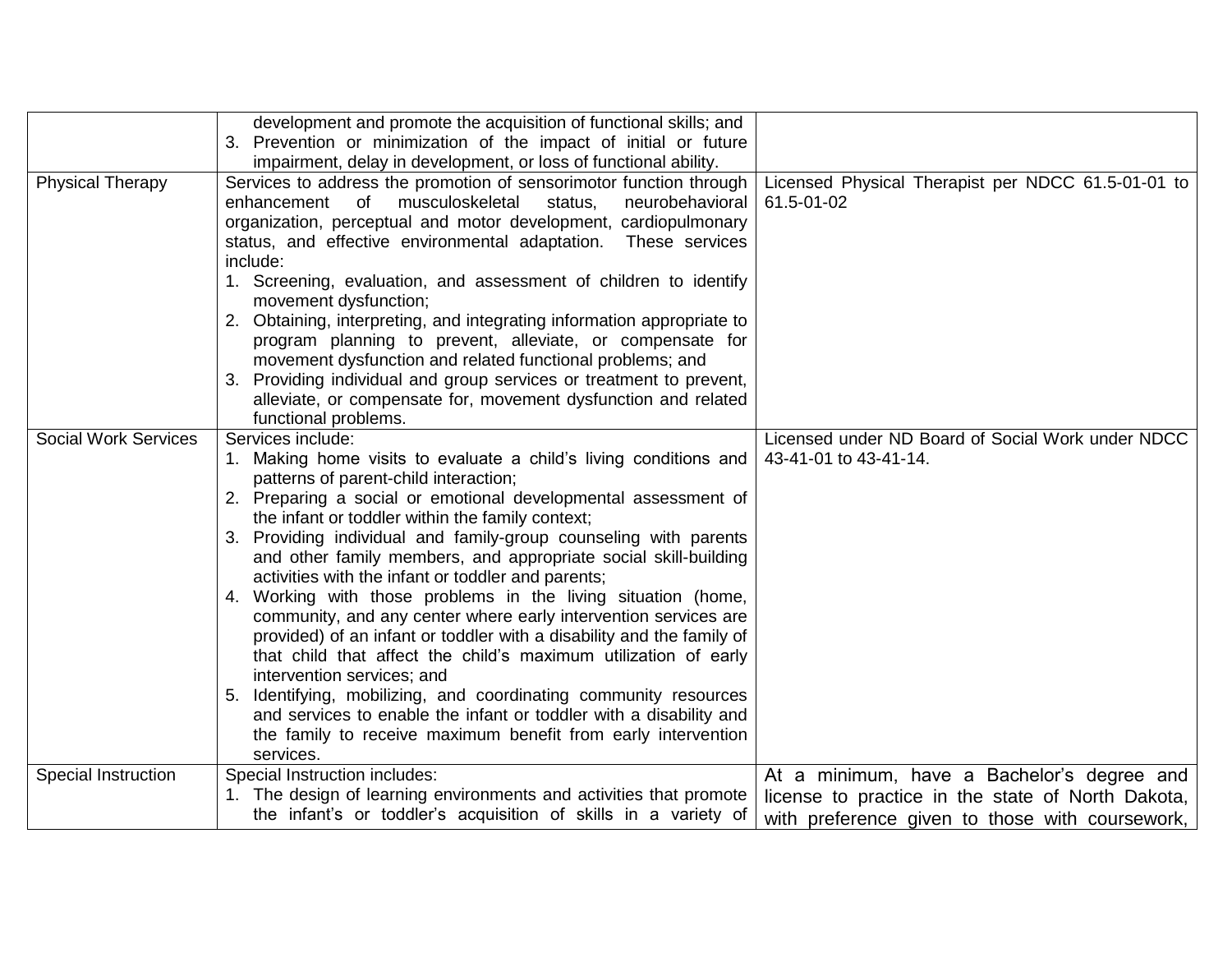| | | |
|---|---|---|
| | development and promote the acquisition of functional skills; and<br>3. Prevention or minimization of the impact of initial or future impairment, delay in development, or loss of functional ability. | |
| Physical Therapy | Services to address the promotion of sensorimotor function through enhancement of musculoskeletal status, neurobehavioral organization, perceptual and motor development, cardiopulmonary status, and effective environmental adaptation. These services include:<br>1. Screening, evaluation, and assessment of children to identify movement dysfunction;<br>2. Obtaining, interpreting, and integrating information appropriate to program planning to prevent, alleviate, or compensate for movement dysfunction and related functional problems; and<br>3. Providing individual and group services or treatment to prevent, alleviate, or compensate for, movement dysfunction and related functional problems. | Licensed Physical Therapist per NDCC 61.5-01-01 to 61.5-01-02 |
| Social Work Services | Services include:<br>1. Making home visits to evaluate a child's living conditions and patterns of parent-child interaction;<br>2. Preparing a social or emotional developmental assessment of the infant or toddler within the family context;<br>3. Providing individual and family-group counseling with parents and other family members, and appropriate social skill-building activities with the infant or toddler and parents;<br>4. Working with those problems in the living situation (home, community, and any center where early intervention services are provided) of an infant or toddler with a disability and the family of that child that affect the child's maximum utilization of early intervention services; and<br>5. Identifying, mobilizing, and coordinating community resources and services to enable the infant or toddler with a disability and the family to receive maximum benefit from early intervention services. | Licensed under ND Board of Social Work under NDCC 43-41-01 to 43-41-14. |
| Special Instruction | Special Instruction includes:<br>1. The design of learning environments and activities that promote the infant's or toddler's acquisition of skills in a variety of | At a minimum, have a Bachelor's degree and license to practice in the state of North Dakota, with preference given to those with coursework, |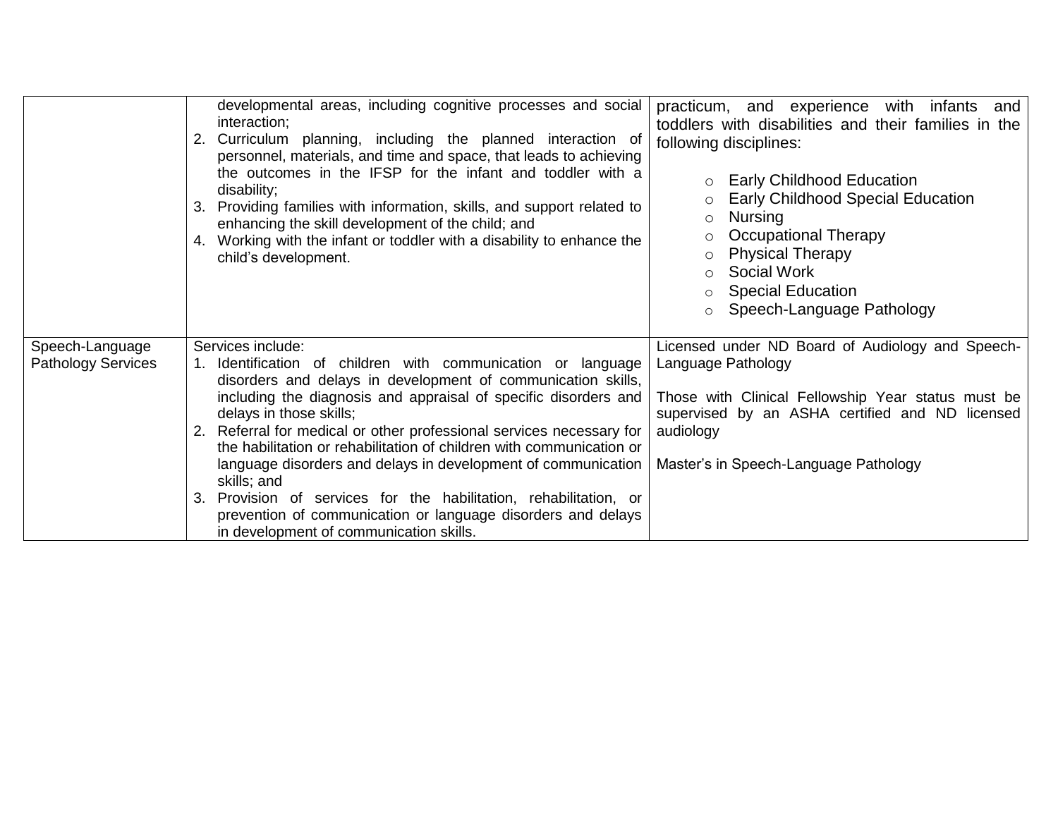| | | |
|---|---|---|
| | developmental areas, including cognitive processes and social interaction;<br>2. Curriculum planning, including the planned interaction of personnel, materials, and time and space, that leads to achieving the outcomes in the IFSP for the infant and toddler with a disability;<br>3. Providing families with information, skills, and support related to enhancing the skill development of the child; and<br>4. Working with the infant or toddler with a disability to enhance the child's development. | practicum, and experience with infants and toddlers with disabilities and their families in the following disciplines:<br><br>○ Early Childhood Education<br>○ Early Childhood Special Education<br>○ Nursing<br>○ Occupational Therapy<br>○ Physical Therapy<br>○ Social Work<br>○ Special Education<br>○ Speech-Language Pathology |
| Speech-Language Pathology Services | Services include:<br>1. Identification of children with communication or language disorders and delays in development of communication skills, including the diagnosis and appraisal of specific disorders and delays in those skills;<br>2. Referral for medical or other professional services necessary for the habilitation or rehabilitation of children with communication or language disorders and delays in development of communication skills; and<br>3. Provision of services for the habilitation, rehabilitation, or prevention of communication or language disorders and delays in development of communication skills. | Licensed under ND Board of Audiology and Speech-Language Pathology<br><br>Those with Clinical Fellowship Year status must be supervised by an ASHA certified and ND licensed audiology<br><br>Master's in Speech-Language Pathology |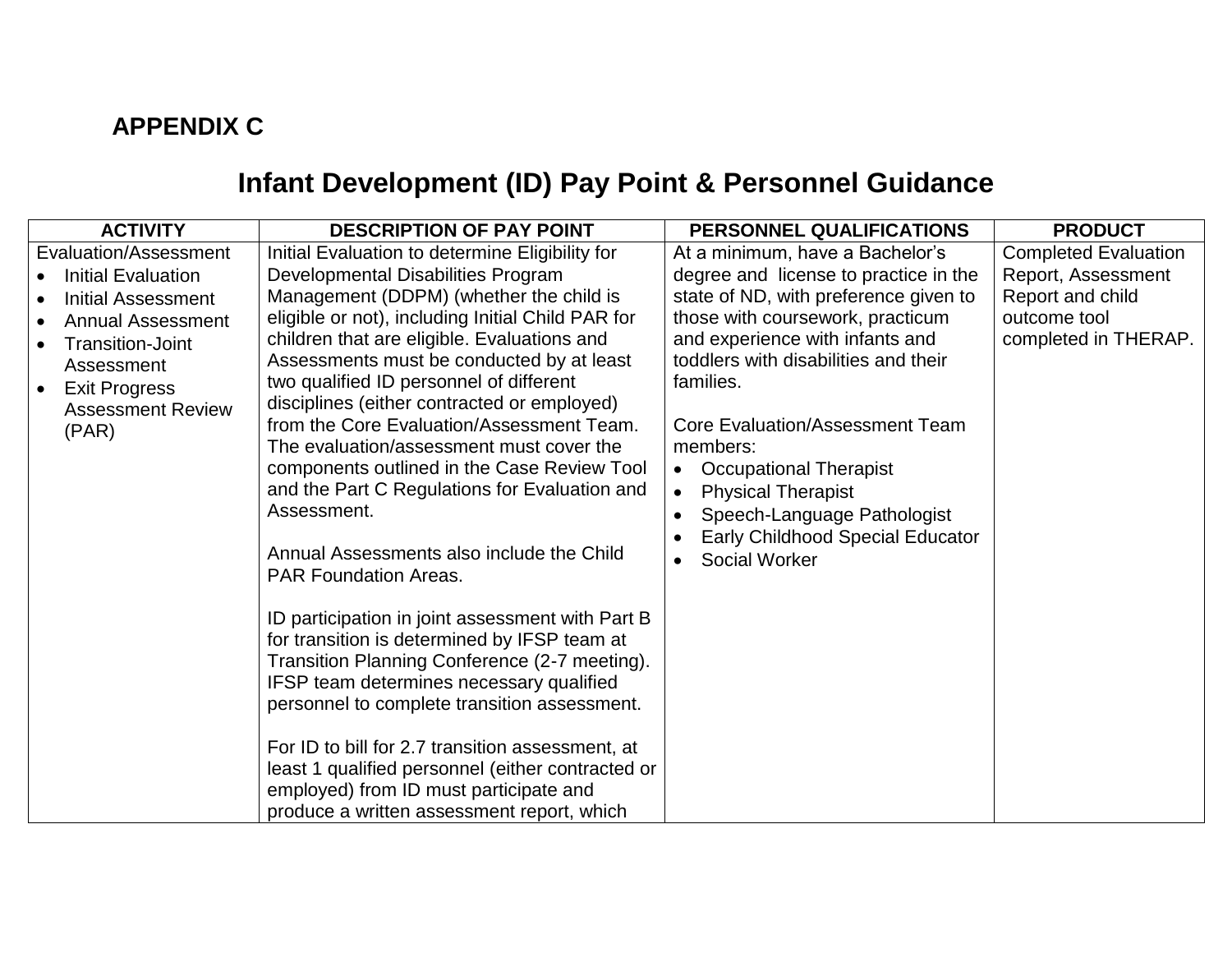## APPENDIX C

# Infant Development (ID) Pay Point & Personnel Guidance

| ACTIVITY | DESCRIPTION OF PAY POINT | PERSONNEL QUALIFICATIONS | PRODUCT |
|---|---|---|---|
| Evaluation/Assessment<br>• Initial Evaluation<br>• Initial Assessment<br>• Annual Assessment<br>• Transition-Joint Assessment<br>• Exit Progress Assessment Review (PAR) | Initial Evaluation to determine Eligibility for Developmental Disabilities Program Management (DDPM) (whether the child is eligible or not), including Initial Child PAR for children that are eligible. Evaluations and Assessments must be conducted by at least two qualified ID personnel of different disciplines (either contracted or employed) from the Core Evaluation/Assessment Team. The evaluation/assessment must cover the components outlined in the Case Review Tool and the Part C Regulations for Evaluation and Assessment.<br><br>Annual Assessments also include the Child PAR Foundation Areas.<br><br>ID participation in joint assessment with Part B for transition is determined by IFSP team at Transition Planning Conference (2-7 meeting). IFSP team determines necessary qualified personnel to complete transition assessment.<br><br>For ID to bill for 2.7 transition assessment, at least 1 qualified personnel (either contracted or employed) from ID must participate and produce a written assessment report, which | At a minimum, have a Bachelor's degree and license to practice in the state of ND, with preference given to those with coursework, practicum and experience with infants and toddlers with disabilities and their families.<br><br>Core Evaluation/Assessment Team members:<br>• Occupational Therapist<br>• Physical Therapist<br>• Speech-Language Pathologist<br>• Early Childhood Special Educator<br>• Social Worker | Completed Evaluation Report, Assessment Report and child outcome tool completed in THERAP. |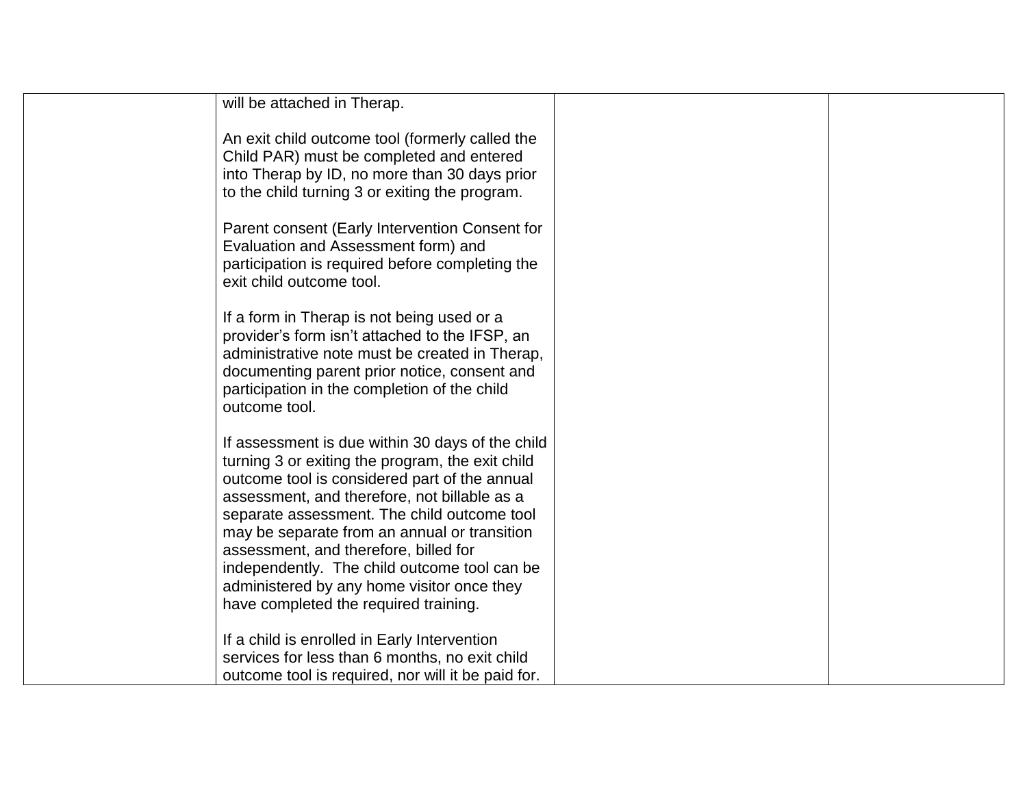| | | | |
|---|---|---|---|
| | will be attached in Therap.<br><br>An exit child outcome tool (formerly called the Child PAR) must be completed and entered into Therap by ID, no more than 30 days prior to the child turning 3 or exiting the program.<br><br>Parent consent (Early Intervention Consent for Evaluation and Assessment form) and participation is required before completing the exit child outcome tool.<br><br>If a form in Therap is not being used or a provider's form isn't attached to the IFSP, an administrative note must be created in Therap, documenting parent prior notice, consent and participation in the completion of the child outcome tool.<br><br>If assessment is due within 30 days of the child turning 3 or exiting the program, the exit child outcome tool is considered part of the annual assessment, and therefore, not billable as a separate assessment. The child outcome tool may be separate from an annual or transition assessment, and therefore, billed for independently. The child outcome tool can be administered by any home visitor once they have completed the required training.<br><br>If a child is enrolled in Early Intervention services for less than 6 months, no exit child outcome tool is required, nor will it be paid for. | | |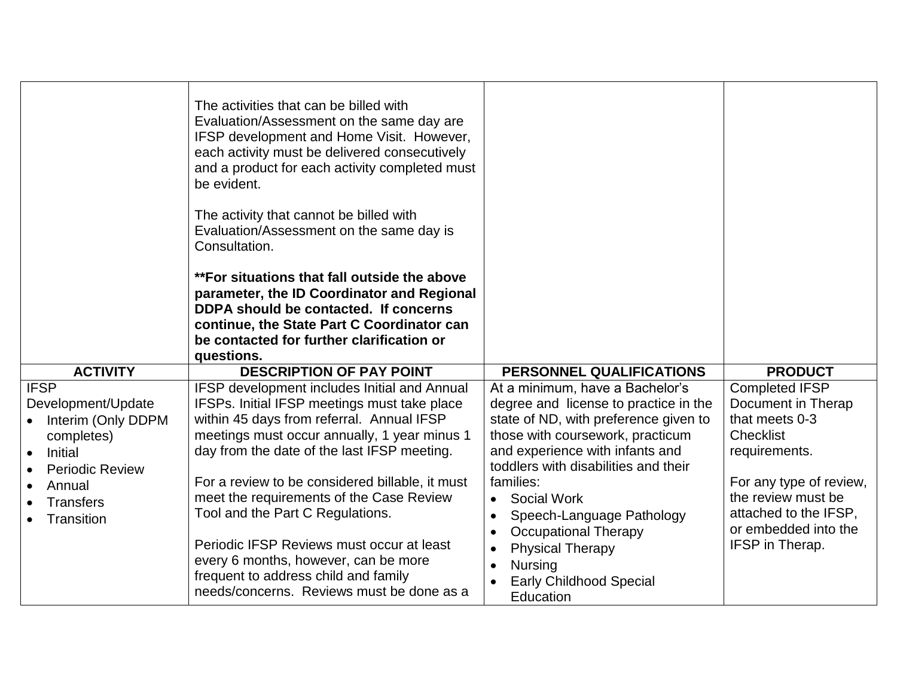| | | | |
|---|---|---|---|
| | The activities that can be billed with Evaluation/Assessment on the same day are IFSP development and Home Visit. However, each activity must be delivered consecutively and a product for each activity completed must be evident.<br><br>The activity that cannot be billed with Evaluation/Assessment on the same day is Consultation.<br><br>**\*\*For situations that fall outside the above parameter, the ID Coordinator and Regional DDPA should be contacted. If concerns continue, the State Part C Coordinator can be contacted for further clarification or questions.** | | |
| **ACTIVITY** | **DESCRIPTION OF PAY POINT** | **PERSONNEL QUALIFICATIONS** | **PRODUCT** |
| IFSP Development/Update<br>• Interim (Only DDPM completes)<br>• Initial<br>• Periodic Review<br>• Annual<br>• Transfers<br>• Transition | IFSP development includes Initial and Annual IFSPs. Initial IFSP meetings must take place within 45 days from referral. Annual IFSP meetings must occur annually, 1 year minus 1 day from the date of the last IFSP meeting.<br><br>For a review to be considered billable, it must meet the requirements of the Case Review Tool and the Part C Regulations.<br><br>Periodic IFSP Reviews must occur at least every 6 months, however, can be more frequent to address child and family needs/concerns. Reviews must be done as a | At a minimum, have a Bachelor's degree and license to practice in the state of ND, with preference given to those with coursework, practicum and experience with infants and toddlers with disabilities and their families:<br>• Social Work<br>• Speech-Language Pathology<br>• Occupational Therapy<br>• Physical Therapy<br>• Nursing<br>• Early Childhood Special Education | Completed IFSP Document in Therap that meets 0-3 Checklist requirements.<br><br>For any type of review, the review must be attached to the IFSP, or embedded into the IFSP in Therap. |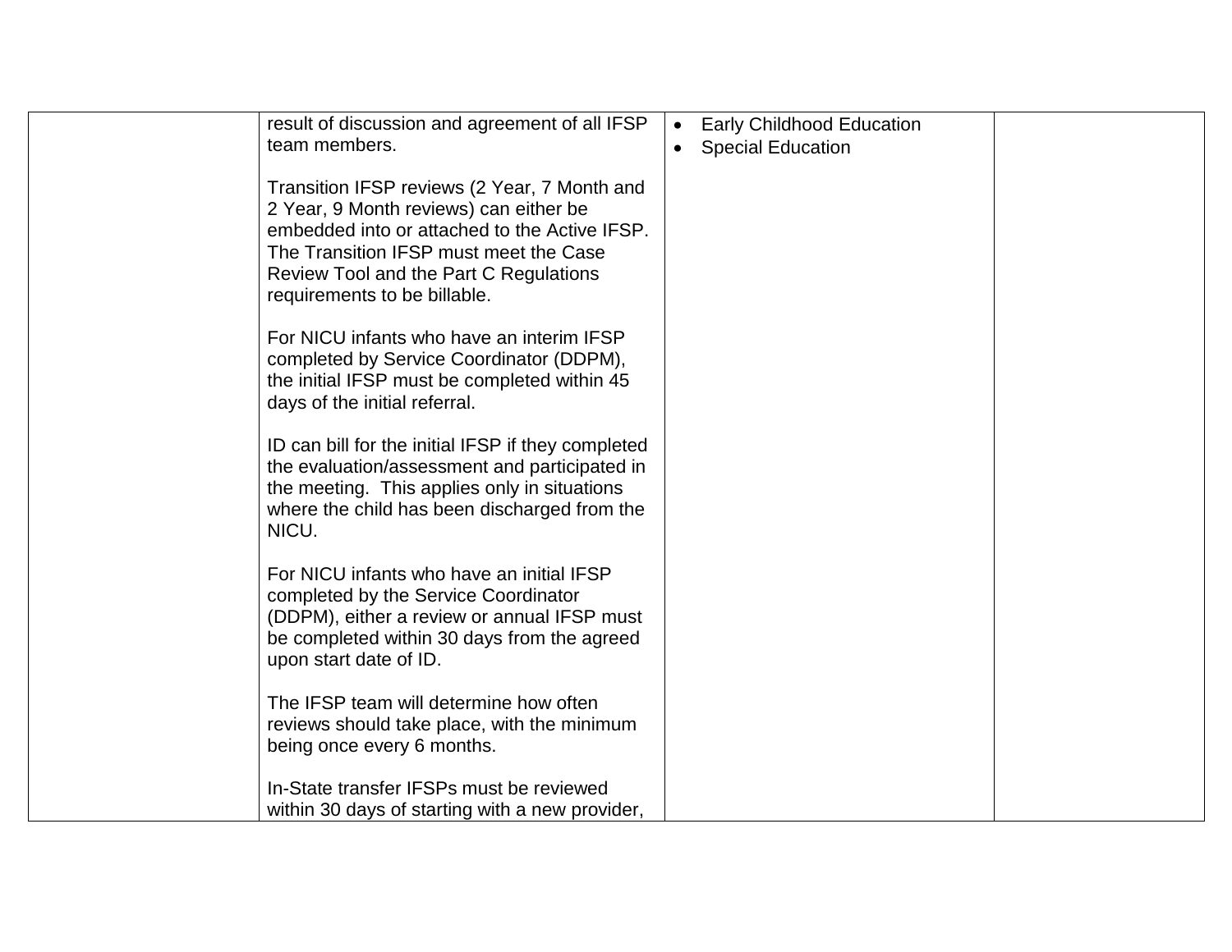|  | result of discussion and agreement of all IFSP team members.<br><br>Transition IFSP reviews (2 Year, 7 Month and 2 Year, 9 Month reviews) can either be embedded into or attached to the Active IFSP. The Transition IFSP must meet the Case Review Tool and the Part C Regulations requirements to be billable.<br><br>For NICU infants who have an interim IFSP completed by Service Coordinator (DDPM), the initial IFSP must be completed within 45 days of the initial referral.<br><br>ID can bill for the initial IFSP if they completed the evaluation/assessment and participated in the meeting. This applies only in situations where the child has been discharged from the NICU.<br><br>For NICU infants who have an initial IFSP completed by the Service Coordinator (DDPM), either a review or annual IFSP must be completed within 30 days from the agreed upon start date of ID.<br><br>The IFSP team will determine how often reviews should take place, with the minimum being once every 6 months.<br><br>In-State transfer IFSPs must be reviewed within 30 days of starting with a new provider, | • Early Childhood Education<br>• Special Education |  |
|---|---|---|---|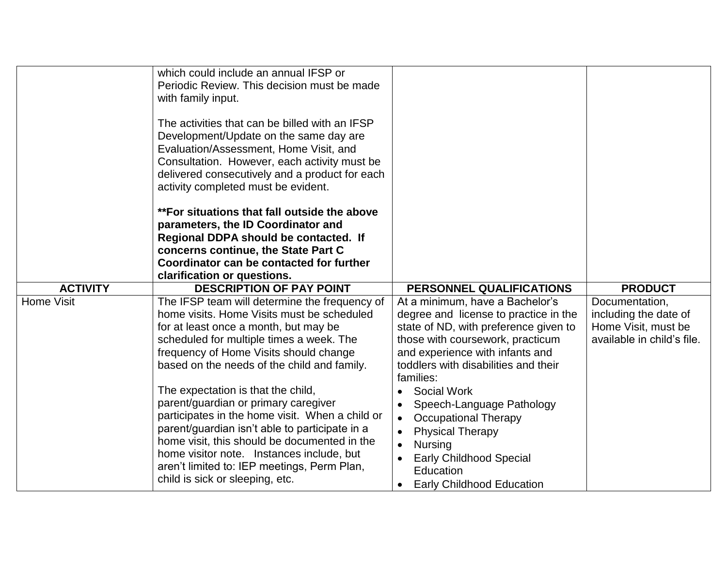| | | | |
|---|---|---|---|
| | which could include an annual IFSP or Periodic Review. This decision must be made with family input.<br><br>The activities that can be billed with an IFSP Development/Update on the same day are Evaluation/Assessment, Home Visit, and Consultation. However, each activity must be delivered consecutively and a product for each activity completed must be evident.<br><br>**\*\*For situations that fall outside the above parameters, the ID Coordinator and Regional DDPA should be contacted. If concerns continue, the State Part C Coordinator can be contacted for further clarification or questions.** | | |
| **ACTIVITY** | **DESCRIPTION OF PAY POINT** | **PERSONNEL QUALIFICATIONS** | **PRODUCT** |
| Home Visit | The IFSP team will determine the frequency of home visits. Home Visits must be scheduled for at least once a month, but may be scheduled for multiple times a week. The frequency of Home Visits should change based on the needs of the child and family.<br><br>The expectation is that the child, parent/guardian or primary caregiver participates in the home visit. When a child or parent/guardian isn't able to participate in a home visit, this should be documented in the home visitor note. Instances include, but aren't limited to: IEP meetings, Perm Plan, child is sick or sleeping, etc. | At a minimum, have a Bachelor's degree and license to practice in the state of ND, with preference given to those with coursework, practicum and experience with infants and toddlers with disabilities and their families:<br>• Social Work<br>• Speech-Language Pathology<br>• Occupational Therapy<br>• Physical Therapy<br>• Nursing<br>• Early Childhood Special Education<br>• Early Childhood Education | Documentation, including the date of Home Visit, must be available in child's file. |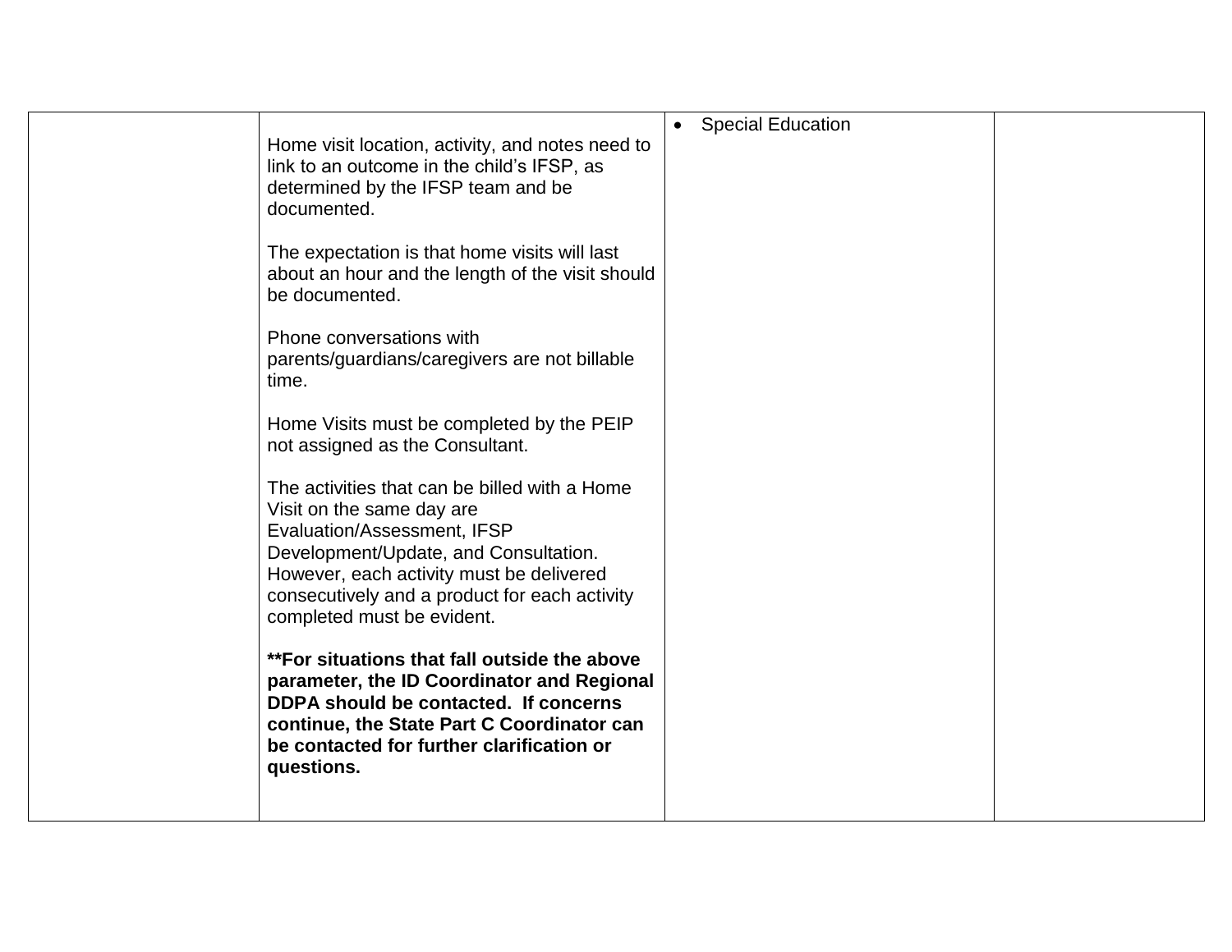| | | | |
|---|---|---|---|
| | Home visit location, activity, and notes need to link to an outcome in the child's IFSP, as determined by the IFSP team and be documented.<br><br>The expectation is that home visits will last about an hour and the length of the visit should be documented.<br><br>Phone conversations with parents/guardians/caregivers are not billable time.<br><br>Home Visits must be completed by the PEIP not assigned as the Consultant.<br><br>The activities that can be billed with a Home Visit on the same day are Evaluation/Assessment, IFSP Development/Update, and Consultation. However, each activity must be delivered consecutively and a product for each activity completed must be evident.<br><br>**\*\*For situations that fall outside the above parameter, the ID Coordinator and Regional DDPA should be contacted. If concerns continue, the State Part C Coordinator can be contacted for further clarification or questions.** | • Special Education | |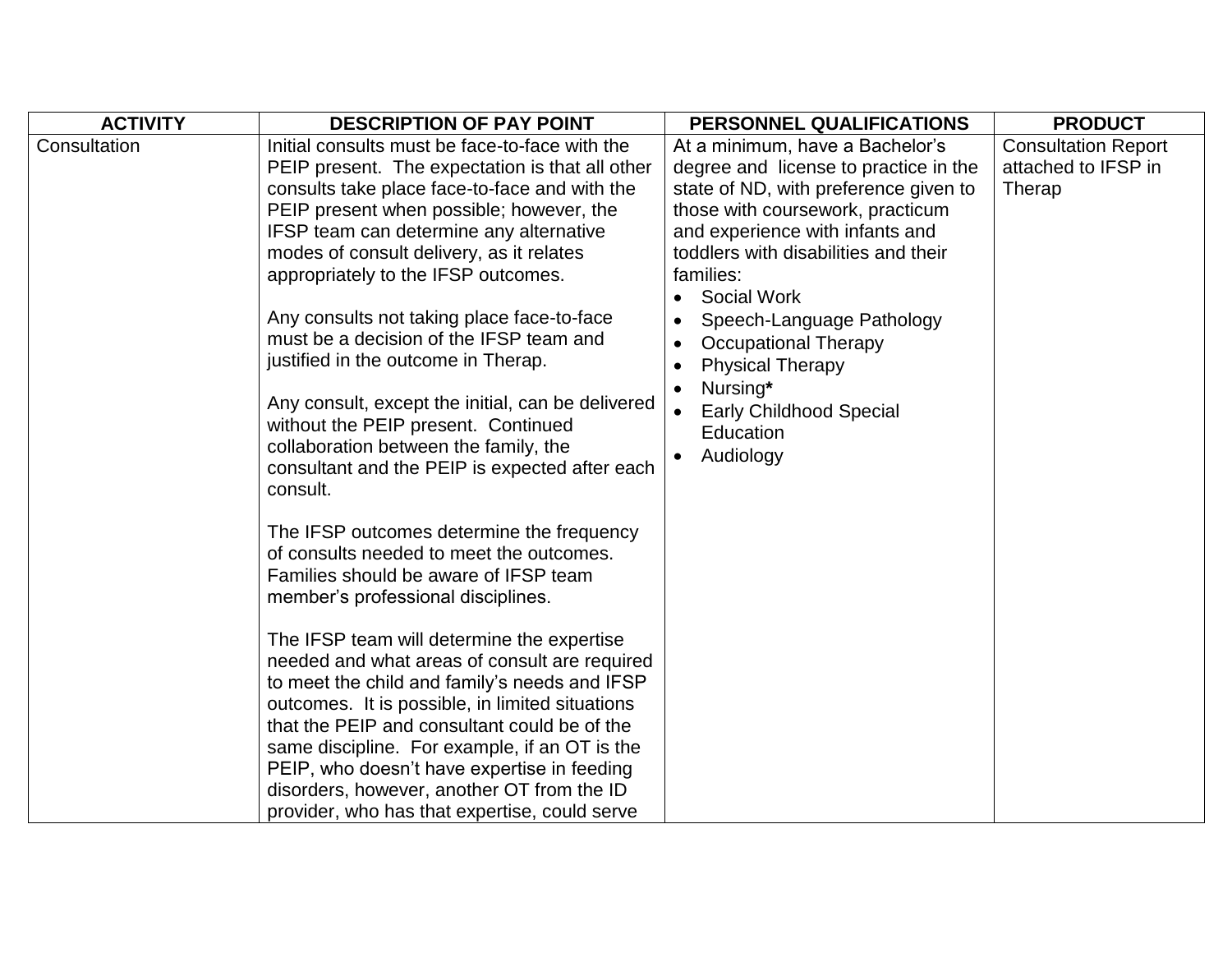| ACTIVITY | DESCRIPTION OF PAY POINT | PERSONNEL QUALIFICATIONS | PRODUCT |
|---|---|---|---|
| Consultation | Initial consults must be face-to-face with the PEIP present. The expectation is that all other consults take place face-to-face and with the PEIP present when possible; however, the IFSP team can determine any alternative modes of consult delivery, as it relates appropriately to the IFSP outcomes.<br><br>Any consults not taking place face-to-face must be a decision of the IFSP team and justified in the outcome in Therap.<br><br>Any consult, except the initial, can be delivered without the PEIP present. Continued collaboration between the family, the consultant and the PEIP is expected after each consult.<br><br>The IFSP outcomes determine the frequency of consults needed to meet the outcomes. Families should be aware of IFSP team member's professional disciplines.<br><br>The IFSP team will determine the expertise needed and what areas of consult are required to meet the child and family's needs and IFSP outcomes. It is possible, in limited situations that the PEIP and consultant could be of the same discipline. For example, if an OT is the PEIP, who doesn't have expertise in feeding disorders, however, another OT from the ID provider, who has that expertise, could serve | At a minimum, have a Bachelor's degree and license to practice in the state of ND, with preference given to those with coursework, practicum and experience with infants and toddlers with disabilities and their families:<br>• Social Work<br>• Speech-Language Pathology<br>• Occupational Therapy<br>• Physical Therapy<br>• Nursing**\***<br>• Early Childhood Special Education<br>• Audiology | Consultation Report attached to IFSP in Therap |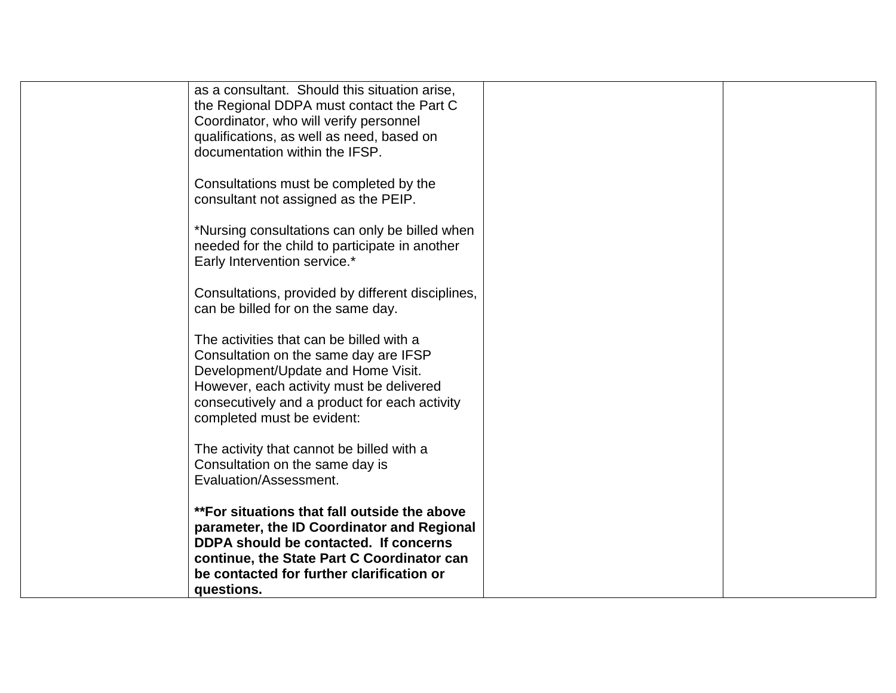|  |  |  |  |
|---|---|---|---|
|  | as a consultant. Should this situation arise, the Regional DDPA must contact the Part C Coordinator, who will verify personnel qualifications, as well as need, based on documentation within the IFSP.<br><br>Consultations must be completed by the consultant not assigned as the PEIP.<br><br>*Nursing consultations can only be billed when needed for the child to participate in another Early Intervention service.*<br><br>Consultations, provided by different disciplines, can be billed for on the same day.<br><br>The activities that can be billed with a Consultation on the same day are IFSP Development/Update and Home Visit. However, each activity must be delivered consecutively and a product for each activity completed must be evident:<br><br>The activity that cannot be billed with a Consultation on the same day is Evaluation/Assessment.<br><br>**\*\*For situations that fall outside the above parameter, the ID Coordinator and Regional DDPA should be contacted. If concerns continue, the State Part C Coordinator can be contacted for further clarification or questions.** |  |  |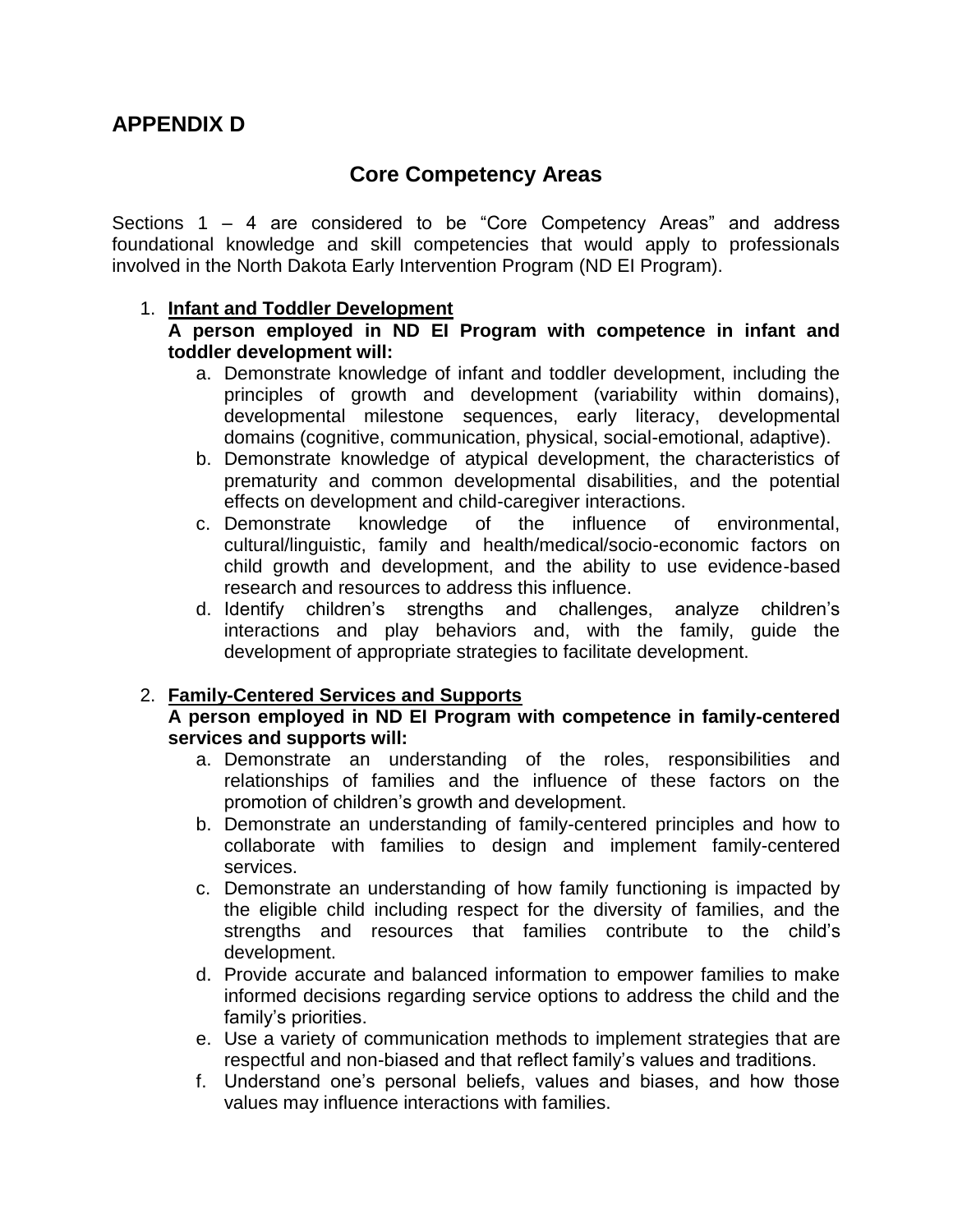## APPENDIX D

## Core Competency Areas

Sections 1 – 4 are considered to be "Core Competency Areas" and address foundational knowledge and skill competencies that would apply to professionals involved in the North Dakota Early Intervention Program (ND EI Program).

1. **Infant and Toddler Development**

   **A person employed in ND EI Program with competence in infant and toddler development will:**

   a. Demonstrate knowledge of infant and toddler development, including the principles of growth and development (variability within domains), developmental milestone sequences, early literacy, developmental domains (cognitive, communication, physical, social-emotional, adaptive).
   b. Demonstrate knowledge of atypical development, the characteristics of prematurity and common developmental disabilities, and the potential effects on development and child-caregiver interactions.
   c. Demonstrate knowledge of the influence of environmental, cultural/linguistic, family and health/medical/socio-economic factors on child growth and development, and the ability to use evidence-based research and resources to address this influence.
   d. Identify children's strengths and challenges, analyze children's interactions and play behaviors and, with the family, guide the development of appropriate strategies to facilitate development.

2. **Family-Centered Services and Supports**

   **A person employed in ND EI Program with competence in family-centered services and supports will:**

   a. Demonstrate an understanding of the roles, responsibilities and relationships of families and the influence of these factors on the promotion of children's growth and development.
   b. Demonstrate an understanding of family-centered principles and how to collaborate with families to design and implement family-centered services.
   c. Demonstrate an understanding of how family functioning is impacted by the eligible child including respect for the diversity of families, and the strengths and resources that families contribute to the child's development.
   d. Provide accurate and balanced information to empower families to make informed decisions regarding service options to address the child and the family's priorities.
   e. Use a variety of communication methods to implement strategies that are respectful and non-biased and that reflect family's values and traditions.
   f. Understand one's personal beliefs, values and biases, and how those values may influence interactions with families.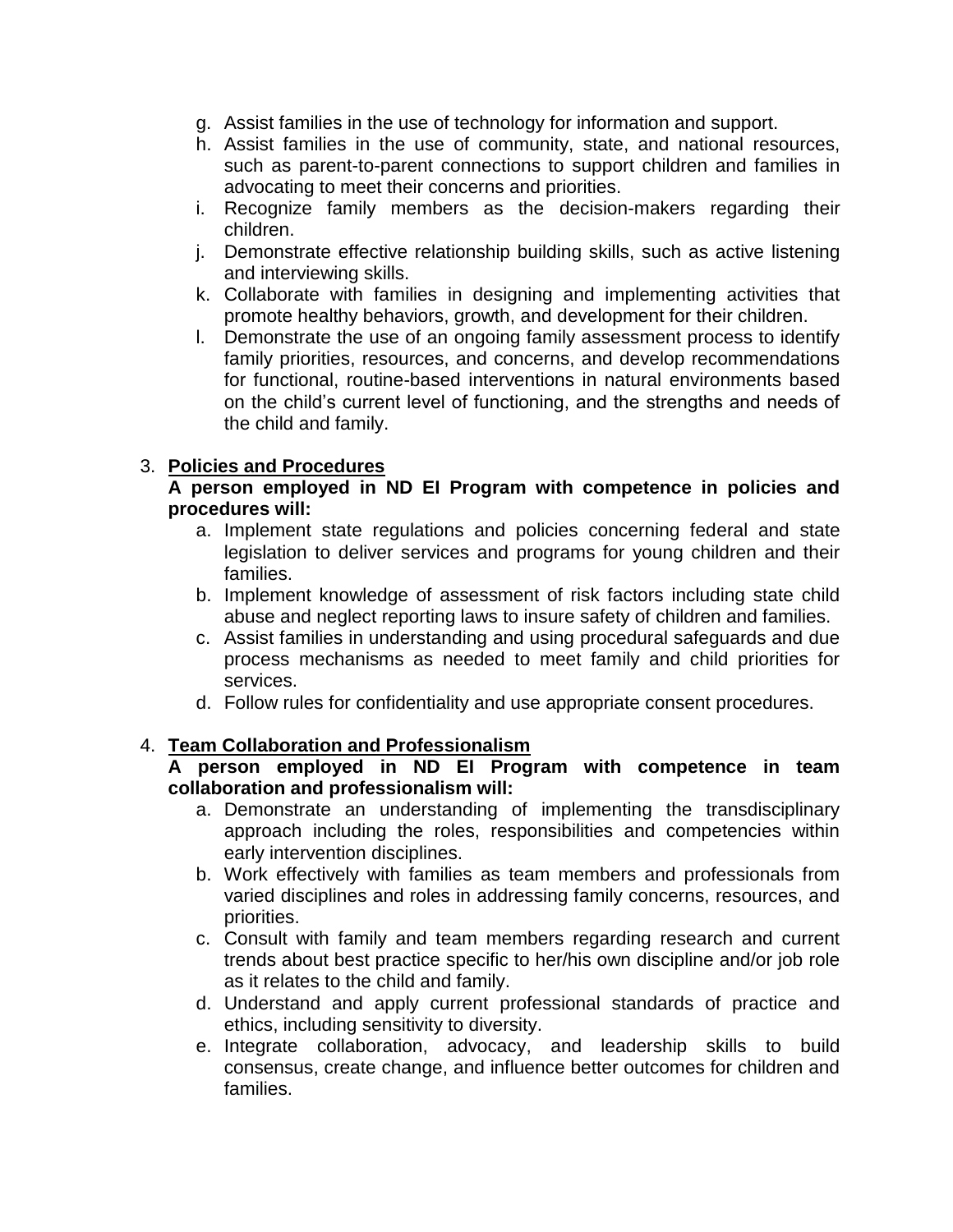g. Assist families in the use of technology for information and support.
h. Assist families in the use of community, state, and national resources, such as parent-to-parent connections to support children and families in advocating to meet their concerns and priorities.
i. Recognize family members as the decision-makers regarding their children.
j. Demonstrate effective relationship building skills, such as active listening and interviewing skills.
k. Collaborate with families in designing and implementing activities that promote healthy behaviors, growth, and development for their children.
l. Demonstrate the use of an ongoing family assessment process to identify family priorities, resources, and concerns, and develop recommendations for functional, routine-based interventions in natural environments based on the child's current level of functioning, and the strengths and needs of the child and family.

3. **Policies and Procedures**

   **A person employed in ND EI Program with competence in policies and procedures will:**

   a. Implement state regulations and policies concerning federal and state legislation to deliver services and programs for young children and their families.
   b. Implement knowledge of assessment of risk factors including state child abuse and neglect reporting laws to insure safety of children and families.
   c. Assist families in understanding and using procedural safeguards and due process mechanisms as needed to meet family and child priorities for services.
   d. Follow rules for confidentiality and use appropriate consent procedures.

4. **Team Collaboration and Professionalism**

   **A person employed in ND EI Program with competence in team collaboration and professionalism will:**

   a. Demonstrate an understanding of implementing the transdisciplinary approach including the roles, responsibilities and competencies within early intervention disciplines.
   b. Work effectively with families as team members and professionals from varied disciplines and roles in addressing family concerns, resources, and priorities.
   c. Consult with family and team members regarding research and current trends about best practice specific to her/his own discipline and/or job role as it relates to the child and family.
   d. Understand and apply current professional standards of practice and ethics, including sensitivity to diversity.
   e. Integrate collaboration, advocacy, and leadership skills to build consensus, create change, and influence better outcomes for children and families.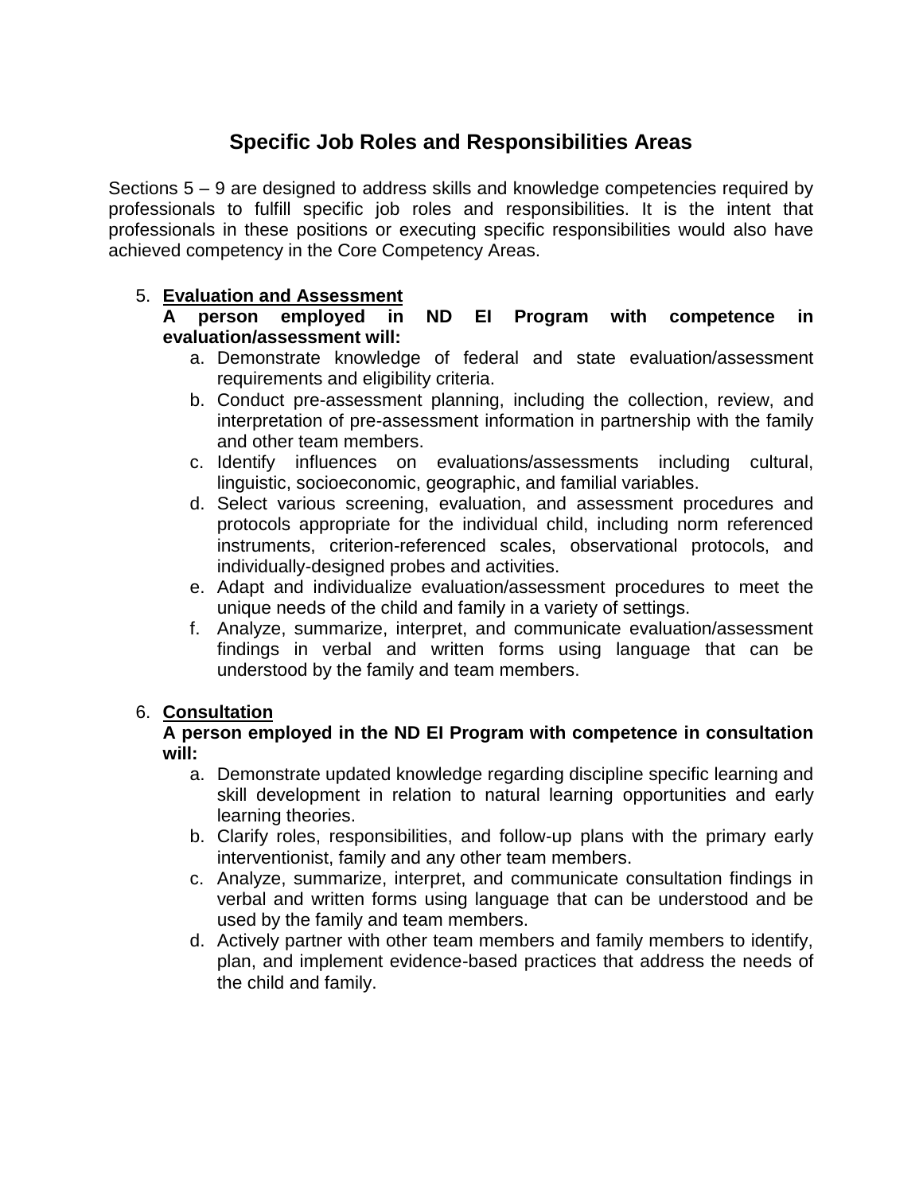## Specific Job Roles and Responsibilities Areas

Sections 5 – 9 are designed to address skills and knowledge competencies required by professionals to fulfill specific job roles and responsibilities. It is the intent that professionals in these positions or executing specific responsibilities would also have achieved competency in the Core Competency Areas.

5. **<u>Evaluation and Assessment</u>**
   **A person employed in ND EI Program with competence in evaluation/assessment will:**
   a. Demonstrate knowledge of federal and state evaluation/assessment requirements and eligibility criteria.
   b. Conduct pre-assessment planning, including the collection, review, and interpretation of pre-assessment information in partnership with the family and other team members.
   c. Identify influences on evaluations/assessments including cultural, linguistic, socioeconomic, geographic, and familial variables.
   d. Select various screening, evaluation, and assessment procedures and protocols appropriate for the individual child, including norm referenced instruments, criterion-referenced scales, observational protocols, and individually-designed probes and activities.
   e. Adapt and individualize evaluation/assessment procedures to meet the unique needs of the child and family in a variety of settings.
   f. Analyze, summarize, interpret, and communicate evaluation/assessment findings in verbal and written forms using language that can be understood by the family and team members.

6. **<u>Consultation</u>**
   **A person employed in the ND EI Program with competence in consultation will:**
   a. Demonstrate updated knowledge regarding discipline specific learning and skill development in relation to natural learning opportunities and early learning theories.
   b. Clarify roles, responsibilities, and follow-up plans with the primary early interventionist, family and any other team members.
   c. Analyze, summarize, interpret, and communicate consultation findings in verbal and written forms using language that can be understood and be used by the family and team members.
   d. Actively partner with other team members and family members to identify, plan, and implement evidence-based practices that address the needs of the child and family.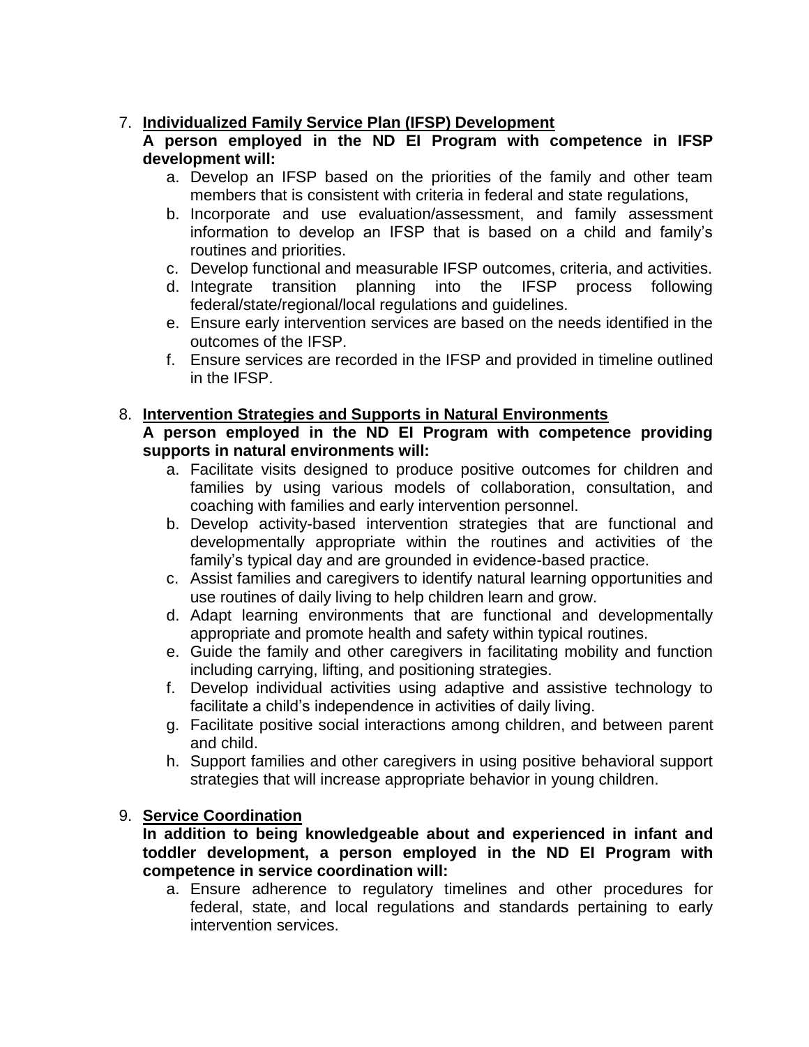7. **<u>Individualized Family Service Plan (IFSP) Development</u>**
   **A person employed in the ND EI Program with competence in IFSP development will:**
   a. Develop an IFSP based on the priorities of the family and other team members that is consistent with criteria in federal and state regulations,
   b. Incorporate and use evaluation/assessment, and family assessment information to develop an IFSP that is based on a child and family's routines and priorities.
   c. Develop functional and measurable IFSP outcomes, criteria, and activities.
   d. Integrate transition planning into the IFSP process following federal/state/regional/local regulations and guidelines.
   e. Ensure early intervention services are based on the needs identified in the outcomes of the IFSP.
   f. Ensure services are recorded in the IFSP and provided in timeline outlined in the IFSP.

8. **<u>Intervention Strategies and Supports in Natural Environments</u>**
   **A person employed in the ND EI Program with competence providing supports in natural environments will:**
   a. Facilitate visits designed to produce positive outcomes for children and families by using various models of collaboration, consultation, and coaching with families and early intervention personnel.
   b. Develop activity-based intervention strategies that are functional and developmentally appropriate within the routines and activities of the family's typical day and are grounded in evidence-based practice.
   c. Assist families and caregivers to identify natural learning opportunities and use routines of daily living to help children learn and grow.
   d. Adapt learning environments that are functional and developmentally appropriate and promote health and safety within typical routines.
   e. Guide the family and other caregivers in facilitating mobility and function including carrying, lifting, and positioning strategies.
   f. Develop individual activities using adaptive and assistive technology to facilitate a child's independence in activities of daily living.
   g. Facilitate positive social interactions among children, and between parent and child.
   h. Support families and other caregivers in using positive behavioral support strategies that will increase appropriate behavior in young children.

9. **<u>Service Coordination</u>**
   **In addition to being knowledgeable about and experienced in infant and toddler development, a person employed in the ND EI Program with competence in service coordination will:**
   a. Ensure adherence to regulatory timelines and other procedures for federal, state, and local regulations and standards pertaining to early intervention services.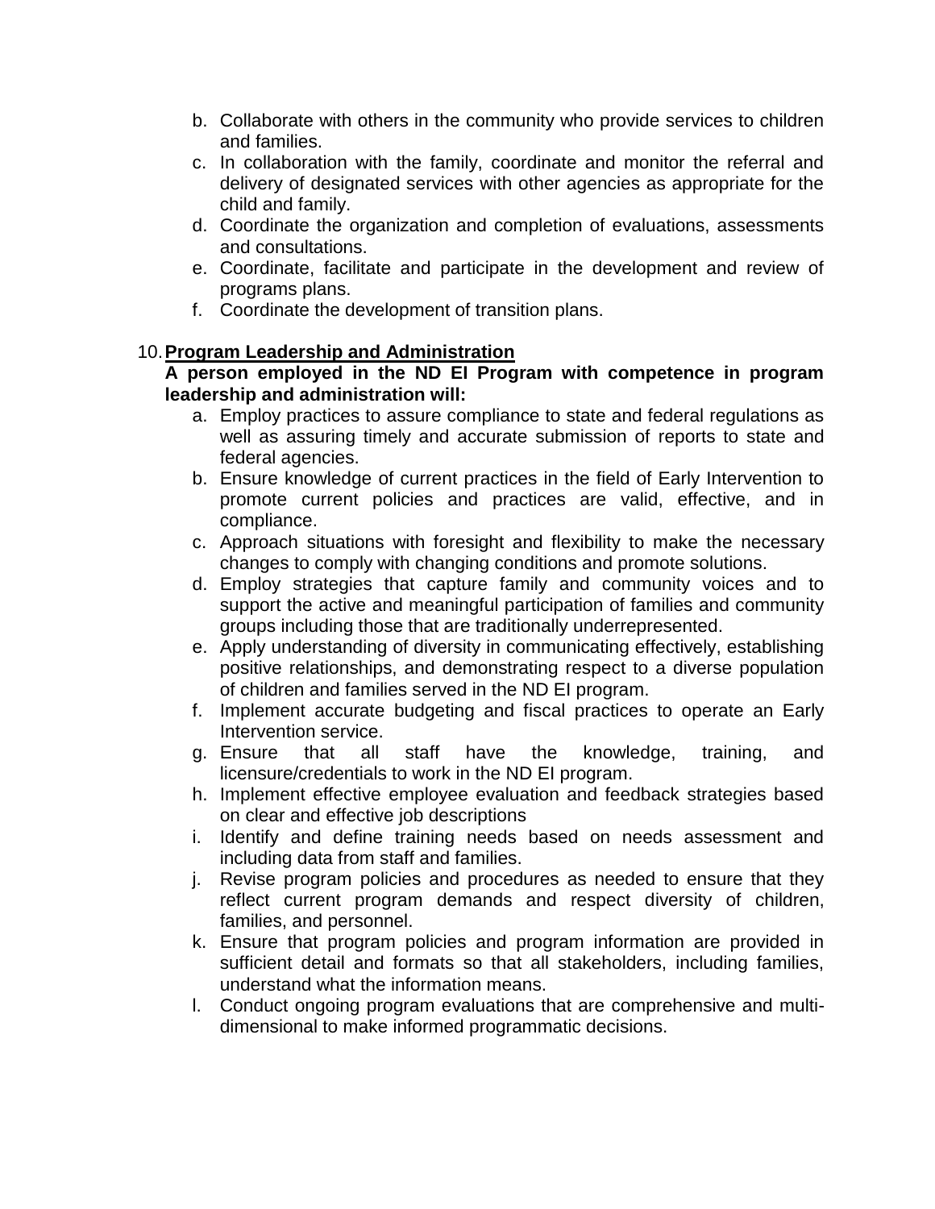b. Collaborate with others in the community who provide services to children and families.
c. In collaboration with the family, coordinate and monitor the referral and delivery of designated services with other agencies as appropriate for the child and family.
d. Coordinate the organization and completion of evaluations, assessments and consultations.
e. Coordinate, facilitate and participate in the development and review of programs plans.
f. Coordinate the development of transition plans.

10. **Program Leadership and Administration**

**A person employed in the ND EI Program with competence in program leadership and administration will:**

a. Employ practices to assure compliance to state and federal regulations as well as assuring timely and accurate submission of reports to state and federal agencies.
b. Ensure knowledge of current practices in the field of Early Intervention to promote current policies and practices are valid, effective, and in compliance.
c. Approach situations with foresight and flexibility to make the necessary changes to comply with changing conditions and promote solutions.
d. Employ strategies that capture family and community voices and to support the active and meaningful participation of families and community groups including those that are traditionally underrepresented.
e. Apply understanding of diversity in communicating effectively, establishing positive relationships, and demonstrating respect to a diverse population of children and families served in the ND EI program.
f. Implement accurate budgeting and fiscal practices to operate an Early Intervention service.
g. Ensure that all staff have the knowledge, training, and licensure/credentials to work in the ND EI program.
h. Implement effective employee evaluation and feedback strategies based on clear and effective job descriptions
i. Identify and define training needs based on needs assessment and including data from staff and families.
j. Revise program policies and procedures as needed to ensure that they reflect current program demands and respect diversity of children, families, and personnel.
k. Ensure that program policies and program information are provided in sufficient detail and formats so that all stakeholders, including families, understand what the information means.
l. Conduct ongoing program evaluations that are comprehensive and multi-dimensional to make informed programmatic decisions.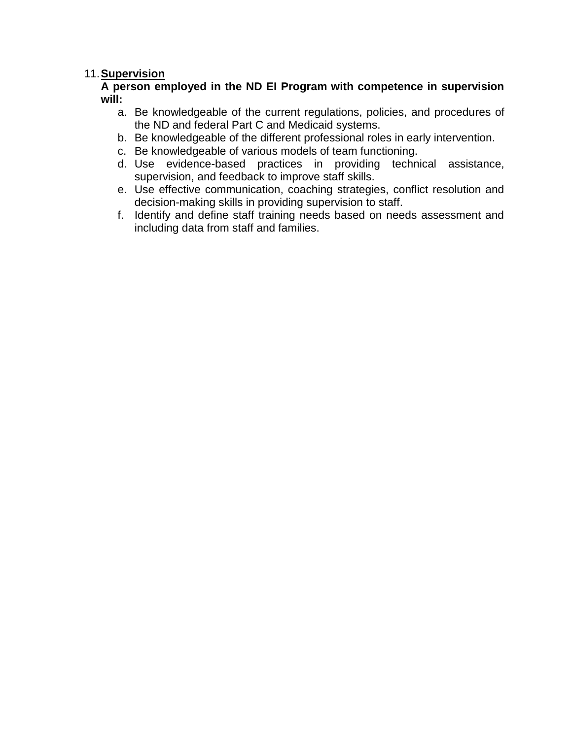11. **<u>Supervision</u>**

    **A person employed in the ND EI Program with competence in supervision will:**

    a. Be knowledgeable of the current regulations, policies, and procedures of the ND and federal Part C and Medicaid systems.
    b. Be knowledgeable of the different professional roles in early intervention.
    c. Be knowledgeable of various models of team functioning.
    d. Use evidence-based practices in providing technical assistance, supervision, and feedback to improve staff skills.
    e. Use effective communication, coaching strategies, conflict resolution and decision-making skills in providing supervision to staff.
    f. Identify and define staff training needs based on needs assessment and including data from staff and families.